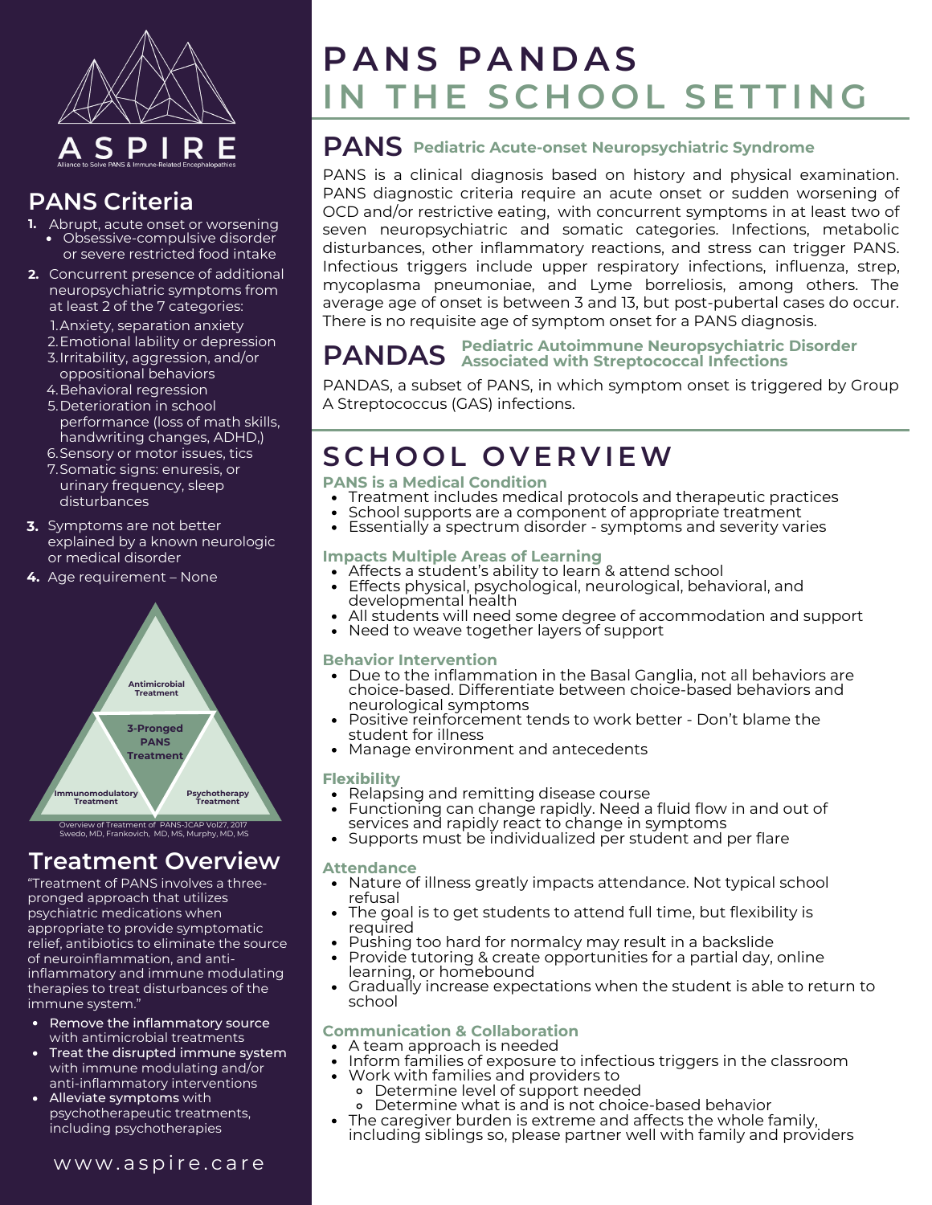# PANS PANDAS IN THE SCHOOL SETTING

## PANS Pediatric Acute-onset Neuropsychiatric Syndrome

PANS is a clinical diagnosis based on history and physical examination. PANS diagnostic criteria require an acute onset or sudden worsening of OCD and/or restrictive eating, with concurrent symptoms in at least two of seven neuropsychiatric and somatic categories. Infections, metabolic disturbances, other inflammatory reactions, and stress can trigger PANS. Infectious triggers include upper respiratory infections, influenza, strep, mycoplasma pneumoniae, and Lyme borreliosis, among others. The average age of onset is between 3 and 13, but post-pubertal cases do occur. There is no requisite age of symptom onset for a PANS diagnosis.

## PANDAS Pediatric Autoimmune Neuropsychiatric Disorder Associated with Streptococcal Infections

PANDAS, a subset of PANS, in which symptom onset is triggered by Group A Streptococcus (GAS) infections.

## SCHOOL OVERVIEW

### PANS is a Medical Condition

- Treatment includes medical protocols and therapeutic practices
- School supports are a component of appropriate treatment
- Essentially a spectrum disorder - symptoms and severity varies

### Impacts Multiple Areas of Learning

- Affects a student's ability to learn & attend school
- Effects physical, psychological, neurological, behavioral, and developmental health
- All students will need some degree of accommodation and support
- Need to weave together layers of support

### Behavior Intervention

- Due to the inflammation in the Basal Ganglia, not all behaviors are choice-based. Differentiate between choice-based behaviors and neurological symptoms
- Positive reinforcement tends to work better - Don't blame the student for illness
- Manage environment and antecedents

### Flexibility

- Relapsing and remitting disease course
- Functioning can change rapidly. Need a fluid flow in and out of services and rapidly react to change in symptoms
- Supports must be individualized per student and per flare

### Attendance

- Nature of illness greatly impacts attendance. Not typical school refusal
- The goal is to get students to attend full time, but flexibility is required
- Pushing too hard for normalcy may result in a backslide
- Provide tutoring & create opportunities for a partial day, online learning, or homebound
- Gradually increase expectations when the student is able to return to school

### Communication & Collaboration

- A team approach is needed
- Inform families of exposure to infectious triggers in the classroom
- Work with families and providers to
  - Determine level of support needed
  - Determine what is and is not choice-based behavior
- The caregiver burden is extreme and affects the whole family, including siblings so, please partner well with family and providers

---

ASPIRE
Alliance to Solve PANS & Immune-Related Encephalopathies

## PANS Criteria

1. Abrupt, acute onset or worsening
   - Obsessive-compulsive disorder or severe restricted food intake
2. Concurrent presence of additional neuropsychiatric symptoms from at least 2 of the 7 categories:
   1. Anxiety, separation anxiety
   2. Emotional lability or depression
   3. Irritability, aggression, and/or oppositional behaviors
   4. Behavioral regression
   5. Deterioration in school performance (loss of math skills, handwriting changes, ADHD,)
   6. Sensory or motor issues, tics
   7. Somatic signs: enuresis, or urinary frequency, sleep disturbances
3. Symptoms are not better explained by a known neurologic or medical disorder
4. Age requirement – None

3-Pronged PANS Treatment: Antimicrobial Treatment; Immunomodulatory Treatment; Psychotherapy Treatment

Overview of Treatment of PANS-JCAP Vol27, 2017 Swedo, MD, Frankovich, MD, MS, Murphy, MD, MS

## Treatment Overview

"Treatment of PANS involves a three-pronged approach that utilizes psychiatric medications when appropriate to provide symptomatic relief, antibiotics to eliminate the source of neuroinflammation, and anti-inflammatory and immune modulating therapies to treat disturbances of the immune system."

- **Remove the inflammatory source** with antimicrobial treatments
- **Treat the disrupted immune system** with immune modulating and/or anti-inflammatory interventions
- **Alleviate symptoms** with psychotherapeutic treatments, including psychotherapies

www.aspire.care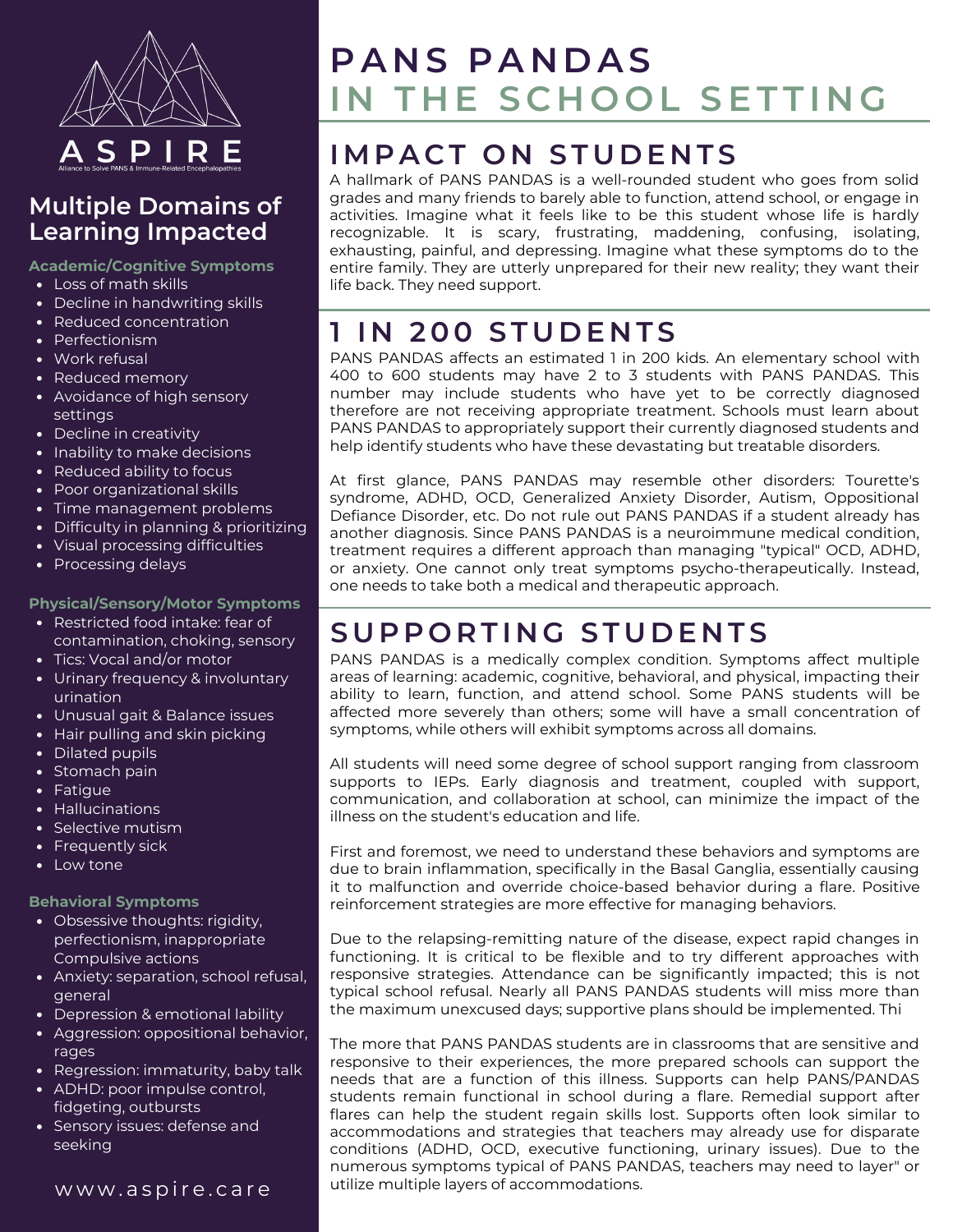# PANS PANDAS IN THE SCHOOL SETTING

ASPIRE

Alliance to Solve PANS & Immune-Related Encephalopathies

## Multiple Domains of Learning Impacted

### Academic/Cognitive Symptoms

- Loss of math skills
- Decline in handwriting skills
- Reduced concentration
- Perfectionism
- Work refusal
- Reduced memory
- Avoidance of high sensory settings
- Decline in creativity
- Inability to make decisions
- Reduced ability to focus
- Poor organizational skills
- Time management problems
- Difficulty in planning & prioritizing
- Visual processing difficulties
- Processing delays

### Physical/Sensory/Motor Symptoms

- Restricted food intake: fear of contamination, choking, sensory
- Tics: Vocal and/or motor
- Urinary frequency & involuntary urination
- Unusual gait & Balance issues
- Hair pulling and skin picking
- Dilated pupils
- Stomach pain
- Fatigue
- Hallucinations
- Selective mutism
- Frequently sick
- Low tone

### Behavioral Symptoms

- Obsessive thoughts: rigidity, perfectionism, inappropriate Compulsive actions
- Anxiety: separation, school refusal, general
- Depression & emotional lability
- Aggression: oppositional behavior, rages
- Regression: immaturity, baby talk
- ADHD: poor impulse control, fidgeting, outbursts
- Sensory issues: defense and seeking

www.aspire.care

## IMPACT ON STUDENTS

A hallmark of PANS PANDAS is a well-rounded student who goes from solid grades and many friends to barely able to function, attend school, or engage in activities. Imagine what it feels like to be this student whose life is hardly recognizable. It is scary, frustrating, maddening, confusing, isolating, exhausting, painful, and depressing. Imagine what these symptoms do to the entire family. They are utterly unprepared for their new reality; they want their life back. They need support.

## 1 IN 200 STUDENTS

PANS PANDAS affects an estimated 1 in 200 kids. An elementary school with 400 to 600 students may have 2 to 3 students with PANS PANDAS. This number may include students who have yet to be correctly diagnosed therefore are not receiving appropriate treatment. Schools must learn about PANS PANDAS to appropriately support their currently diagnosed students and help identify students who have these devastating but treatable disorders.

At first glance, PANS PANDAS may resemble other disorders: Tourette's syndrome, ADHD, OCD, Generalized Anxiety Disorder, Autism, Oppositional Defiance Disorder, etc. Do not rule out PANS PANDAS if a student already has another diagnosis. Since PANS PANDAS is a neuroimmune medical condition, treatment requires a different approach than managing "typical" OCD, ADHD, or anxiety. One cannot only treat symptoms psycho-therapeutically. Instead, one needs to take both a medical and therapeutic approach.

## SUPPORTING STUDENTS

PANS PANDAS is a medically complex condition. Symptoms affect multiple areas of learning: academic, cognitive, behavioral, and physical, impacting their ability to learn, function, and attend school. Some PANS students will be affected more severely than others; some will have a small concentration of symptoms, while others will exhibit symptoms across all domains.

All students will need some degree of school support ranging from classroom supports to IEPs. Early diagnosis and treatment, coupled with support, communication, and collaboration at school, can minimize the impact of the illness on the student's education and life.

First and foremost, we need to understand these behaviors and symptoms are due to brain inflammation, specifically in the Basal Ganglia, essentially causing it to malfunction and override choice-based behavior during a flare. Positive reinforcement strategies are more effective for managing behaviors.

Due to the relapsing-remitting nature of the disease, expect rapid changes in functioning. It is critical to be flexible and to try different approaches with responsive strategies. Attendance can be significantly impacted; this is not typical school refusal. Nearly all PANS PANDAS students will miss more than the maximum unexcused days; supportive plans should be implemented. Thi

The more that PANS PANDAS students are in classrooms that are sensitive and responsive to their experiences, the more prepared schools can support the needs that are a function of this illness. Supports can help PANS/PANDAS students remain functional in school during a flare. Remedial support after flares can help the student regain skills lost. Supports often look similar to accommodations and strategies that teachers may already use for disparate conditions (ADHD, OCD, executive functioning, urinary issues). Due to the numerous symptoms typical of PANS PANDAS, teachers may need to layer" or utilize multiple layers of accommodations.